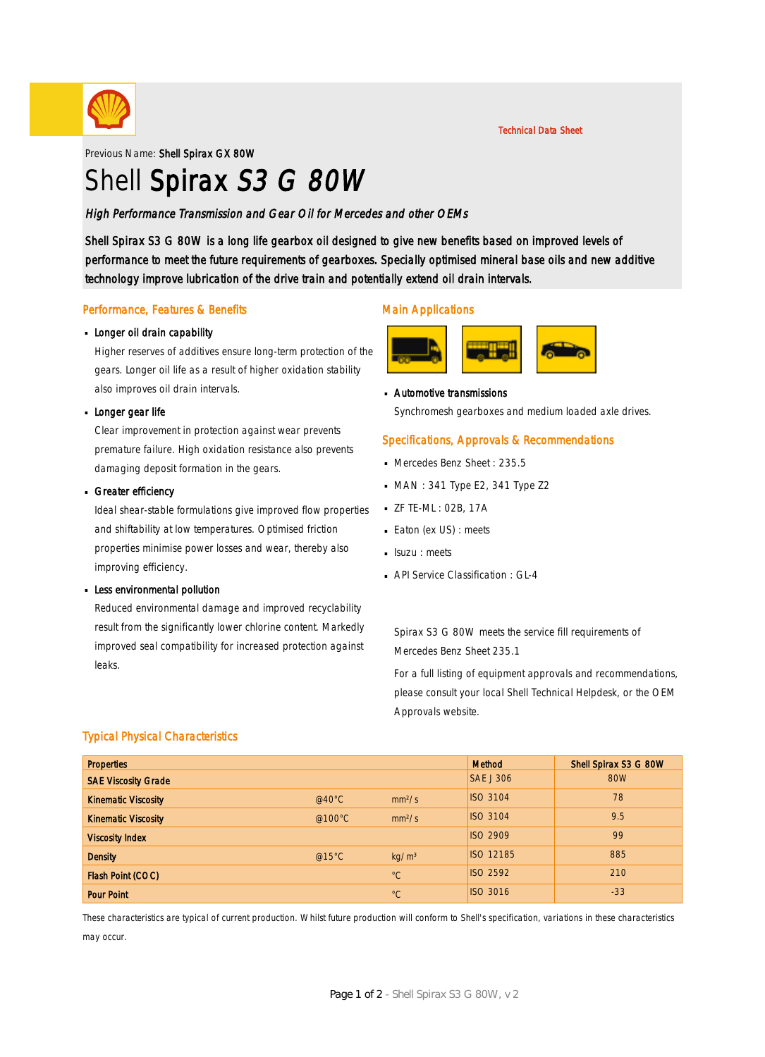Technical Data Sheet

Previous Name: **Shell Spirax GX 80W**

# Shell **Spirax** *S3 G 80W*

*High Performance Transmission and Gear Oil for Mercedes and other OEMs*

Shell Spirax S3 G 80W is a long life gearbox oil designed to give new benefits based on improved levels of performance to meet the future requirements of gearboxes. Specially optimised mineral base oils and new additive technology improve lubrication of the drive train and potentially extend oil drain intervals.

## Performance, Features & Benefits

- **Longer oil drain capability**

  Higher reserves of additives ensure long-term protection of the gears. Longer oil life as a result of higher oxidation stability also improves oil drain intervals.

- **Longer gear life**

  Clear improvement in protection against wear prevents premature failure. High oxidation resistance also prevents damaging deposit formation in the gears.

- **Greater efficiency**

  Ideal shear-stable formulations give improved flow properties and shiftability at low temperatures. Optimised friction properties minimise power losses and wear, thereby also improving efficiency.

- **Less environmental pollution**

  Reduced environmental damage and improved recyclability result from the significantly lower chlorine content. Markedly improved seal compatibility for increased protection against leaks.

## Main Applications

- **Automotive transmissions**

  Synchromesh gearboxes and medium loaded axle drives.

## Specifications, Approvals & Recommendations

- Mercedes Benz Sheet : 235.5
- MAN : 341 Type E2, 341 Type Z2
- ZF TE-ML : 02B, 17A
- Eaton (ex US) : meets
- Isuzu : meets
- API Service Classification : GL-4

Spirax S3 G 80W meets the service fill requirements of Mercedes Benz Sheet 235.1

For a full listing of equipment approvals and recommendations, please consult your local Shell Technical Helpdesk, or the OEM Approvals website.

## Typical Physical Characteristics

| Properties | | | Method | Shell Spirax S3 G 80W |
|---|---|---|---|---|
| SAE Viscosity Grade | | | SAE J 306 | 80W |
| Kinematic Viscosity | @40°C | mm²/s | ISO 3104 | 78 |
| Kinematic Viscosity | @100°C | mm²/s | ISO 3104 | 9.5 |
| Viscosity Index | | | ISO 2909 | 99 |
| Density | @15°C | kg/m³ | ISO 12185 | 885 |
| Flash Point (COC) | | °C | ISO 2592 | 210 |
| Pour Point | | °C | ISO 3016 | -33 |

These characteristics are typical of current production. Whilst future production will conform to Shell's specification, variations in these characteristics may occur.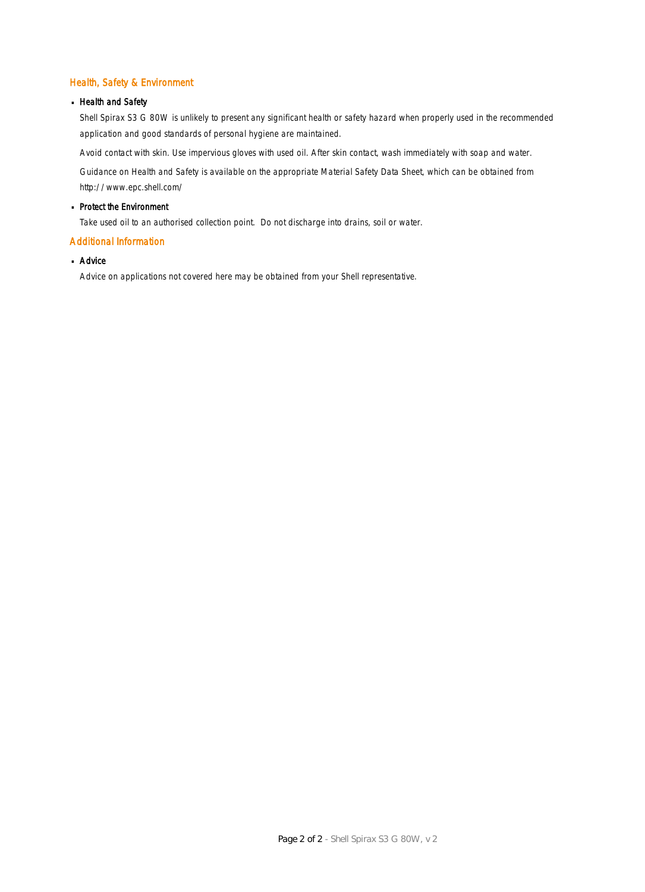## Health, Safety & Environment

- **Health and Safety**

  Shell Spirax S3 G 80W is unlikely to present any significant health or safety hazard when properly used in the recommended application and good standards of personal hygiene are maintained.

  Avoid contact with skin. Use impervious gloves with used oil. After skin contact, wash immediately with soap and water.

  Guidance on Health and Safety is available on the appropriate Material Safety Data Sheet, which can be obtained from http://www.epc.shell.com/

- **Protect the Environment**

  Take used oil to an authorised collection point. Do not discharge into drains, soil or water.

## Additional Information

- **Advice**

  Advice on applications not covered here may be obtained from your Shell representative.